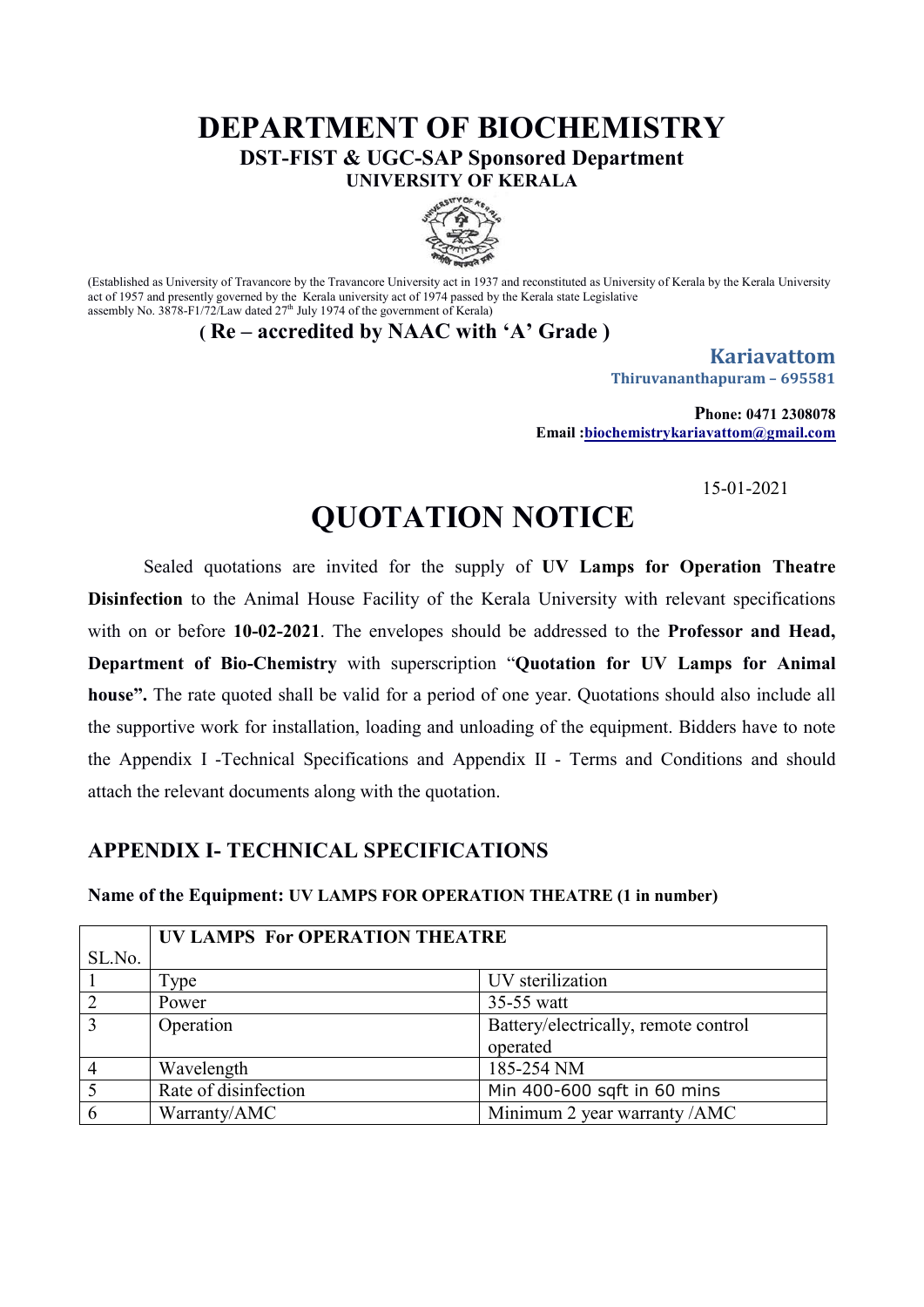# DEPARTMENT OF BIOCHEMISTRY

**DST-FIST & UGC-SAP Sponsored Department**

**UNIVERSITY OF KERALA**

(Established as University of Travancore by the Travancore University act in 1937 and reconstituted as University of Kerala by the Kerala University act of 1957 and presently governed by the Kerala university act of 1974 passed by the Kerala state Legislative assembly No. 3878-F1/72/Law dated 27th July 1974 of the government of Kerala)

**( Re – accredited by NAAC with 'A' Grade )**

**Kariavattom**
**Thiruvananthapuram – 695581**

**Phone: 0471 2308078**
**Email :biochemistrykariavattom@gmail.com**

15-01-2021

# QUOTATION NOTICE

Sealed quotations are invited for the supply of **UV Lamps for Operation Theatre Disinfection** to the Animal House Facility of the Kerala University with relevant specifications with on or before **10-02-2021**. The envelopes should be addressed to the **Professor and Head, Department of Bio-Chemistry** with superscription "**Quotation for UV Lamps for Animal house".** The rate quoted shall be valid for a period of one year. Quotations should also include all the supportive work for installation, loading and unloading of the equipment. Bidders have to note the Appendix I -Technical Specifications and Appendix II - Terms and Conditions and should attach the relevant documents along with the quotation.

## APPENDIX I- TECHNICAL SPECIFICATIONS

**Name of the Equipment: UV LAMPS FOR OPERATION THEATRE (1 in number)**

| SL.No. | **UV LAMPS For OPERATION THEATRE** | |
|---|---|---|
| 1 | Type | UV sterilization |
| 2 | Power | 35-55 watt |
| 3 | Operation | Battery/electrically, remote control operated |
| 4 | Wavelength | 185-254 NM |
| 5 | Rate of disinfection | Min 400-600 sqft in 60 mins |
| 6 | Warranty/AMC | Minimum 2 year warranty /AMC |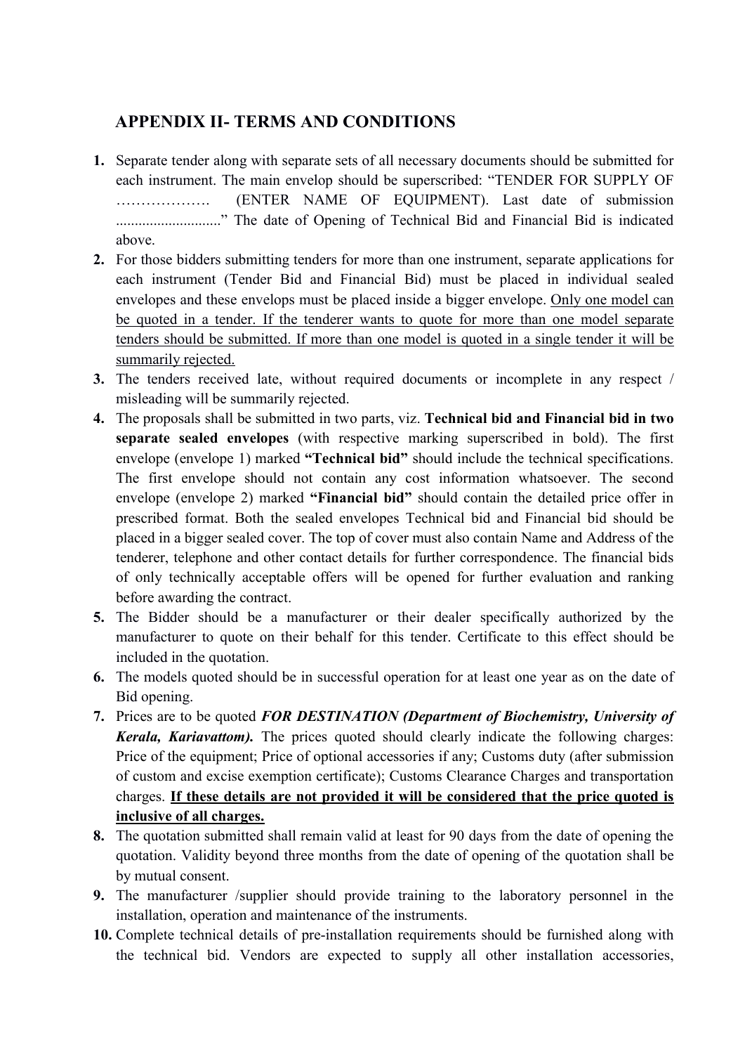## APPENDIX II- TERMS AND CONDITIONS

1. Separate tender along with separate sets of all necessary documents should be submitted for each instrument. The main envelop should be superscribed: "TENDER FOR SUPPLY OF ………………. (ENTER NAME OF EQUIPMENT). Last date of submission ............................" The date of Opening of Technical Bid and Financial Bid is indicated above.
2. For those bidders submitting tenders for more than one instrument, separate applications for each instrument (Tender Bid and Financial Bid) must be placed in individual sealed envelopes and these envelops must be placed inside a bigger envelope. <u>Only one model can be quoted in a tender. If the tenderer wants to quote for more than one model separate tenders should be submitted. If more than one model is quoted in a single tender it will be summarily rejected.</u>
3. The tenders received late, without required documents or incomplete in any respect / misleading will be summarily rejected.
4. The proposals shall be submitted in two parts, viz. **Technical bid and Financial bid in two separate sealed envelopes** (with respective marking superscribed in bold). The first envelope (envelope 1) marked **"Technical bid"** should include the technical specifications. The first envelope should not contain any cost information whatsoever. The second envelope (envelope 2) marked **"Financial bid"** should contain the detailed price offer in prescribed format. Both the sealed envelopes Technical bid and Financial bid should be placed in a bigger sealed cover. The top of cover must also contain Name and Address of the tenderer, telephone and other contact details for further correspondence. The financial bids of only technically acceptable offers will be opened for further evaluation and ranking before awarding the contract.
5. The Bidder should be a manufacturer or their dealer specifically authorized by the manufacturer to quote on their behalf for this tender. Certificate to this effect should be included in the quotation.
6. The models quoted should be in successful operation for at least one year as on the date of Bid opening.
7. Prices are to be quoted ***FOR DESTINATION (Department of Biochemistry, University of Kerala, Kariavattom).*** The prices quoted should clearly indicate the following charges: Price of the equipment; Price of optional accessories if any; Customs duty (after submission of custom and excise exemption certificate); Customs Clearance Charges and transportation charges. <u>**If these details are not provided it will be considered that the price quoted is inclusive of all charges.**</u>
8. The quotation submitted shall remain valid at least for 90 days from the date of opening the quotation. Validity beyond three months from the date of opening of the quotation shall be by mutual consent.
9. The manufacturer /supplier should provide training to the laboratory personnel in the installation, operation and maintenance of the instruments.
10. Complete technical details of pre-installation requirements should be furnished along with the technical bid. Vendors are expected to supply all other installation accessories,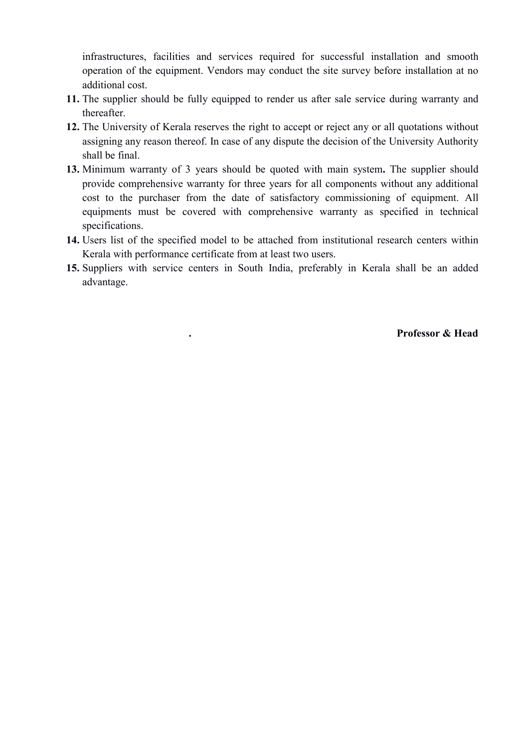infrastructures, facilities and services required for successful installation and smooth operation of the equipment. Vendors may conduct the site survey before installation at no additional cost.

11. The supplier should be fully equipped to render us after sale service during warranty and thereafter.
12. The University of Kerala reserves the right to accept or reject any or all quotations without assigning any reason thereof. In case of any dispute the decision of the University Authority shall be final.
13. Minimum warranty of 3 years should be quoted with main system**.** The supplier should provide comprehensive warranty for three years for all components without any additional cost to the purchaser from the date of satisfactory commissioning of equipment. All equipments must be covered with comprehensive warranty as specified in technical specifications.
14. Users list of the specified model to be attached from institutional research centers within Kerala with performance certificate from at least two users.
15. Suppliers with service centers in South India, preferably in Kerala shall be an added advantage.

**.** **Professor & Head**